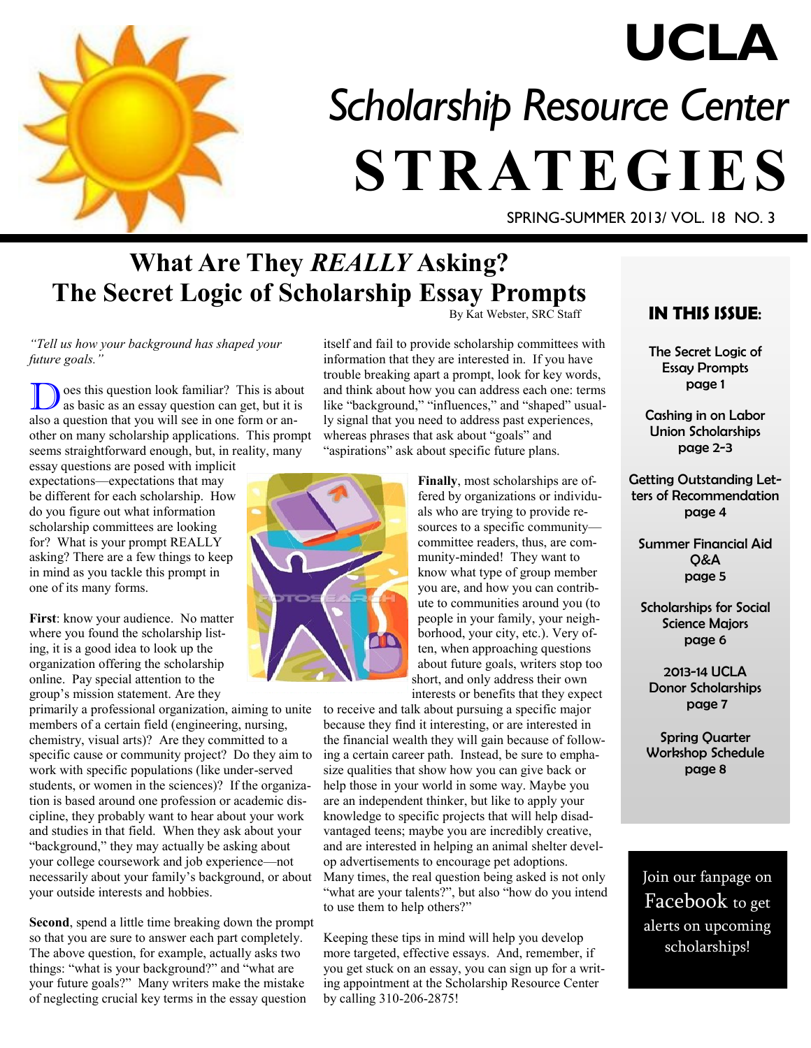# UCLA

# Scholarship Resource Center

# STRATEGIES

SPRING-SUMMER 2013/ VOL. 18 NO. 3

## What Are They *REALLY* Asking? The Secret Logic of Scholarship Essay Prompts

By Kat Webster, SRC Staff

*"Tell us how your background has shaped your future goals."*

Does this question look familiar? This is about as basic as an essay question can get, but it is also a question that you will see in one form or another on many scholarship applications. This prompt seems straightforward enough, but, in reality, many essay questions are posed with implicit expectations—expectations that may be different for each scholarship. How do you figure out what information scholarship committees are looking for? What is your prompt REALLY asking? There are a few things to keep in mind as you tackle this prompt in one of its many forms.

**First**: know your audience. No matter where you found the scholarship listing, it is a good idea to look up the organization offering the scholarship online. Pay special attention to the group's mission statement. Are they primarily a professional organization, aiming to unite members of a certain field (engineering, nursing, chemistry, visual arts)? Are they committed to a specific cause or community project? Do they aim to work with specific populations (like under-served students, or women in the sciences)? If the organization is based around one profession or academic discipline, they probably want to hear about your work and studies in that field. When they ask about your "background," they may actually be asking about your college coursework and job experience—not necessarily about your family's background, or about your outside interests and hobbies.

**Second**, spend a little time breaking down the prompt so that you are sure to answer each part completely. The above question, for example, actually asks two things: "what is your background?" and "what are your future goals?" Many writers make the mistake of neglecting crucial key terms in the essay question itself and fail to provide scholarship committees with information that they are interested in. If you have trouble breaking apart a prompt, look for key words, and think about how you can address each one: terms like "background," "influences," and "shaped" usually signal that you need to address past experiences, whereas phrases that ask about "goals" and "aspirations" ask about specific future plans.

**Finally**, most scholarships are offered by organizations or individuals who are trying to provide resources to a specific community—committee readers, thus, are community-minded! They want to know what type of group member you are, and how you can contribute to communities around you (to people in your family, your neighborhood, your city, etc.). Very often, when approaching questions about future goals, writers stop too short, and only address their own interests or benefits that they expect to receive and talk about pursuing a specific major because they find it interesting, or are interested in the financial wealth they will gain because of following a certain career path. Instead, be sure to emphasize qualities that show how you can give back or help those in your world in some way. Maybe you are an independent thinker, but like to apply your knowledge to specific projects that will help disadvantaged teens; maybe you are incredibly creative, and are interested in helping an animal shelter develop advertisements to encourage pet adoptions. Many times, the real question being asked is not only "what are your talents?", but also "how do you intend to use them to help others?"

Keeping these tips in mind will help you develop more targeted, effective essays. And, remember, if you get stuck on an essay, you can sign up for a writing appointment at the Scholarship Resource Center by calling 310-206-2875!

### IN THIS ISSUE:

- The Secret Logic of Essay Prompts — page 1
- Cashing in on Labor Union Scholarships — page 2-3
- Getting Outstanding Letters of Recommendation — page 4
- Summer Financial Aid Q&A — page 5
- Scholarships for Social Science Majors — page 6
- 2013-14 UCLA Donor Scholarships — page 7
- Spring Quarter Workshop Schedule — page 8

Join our fanpage on Facebook to get alerts on upcoming scholarships!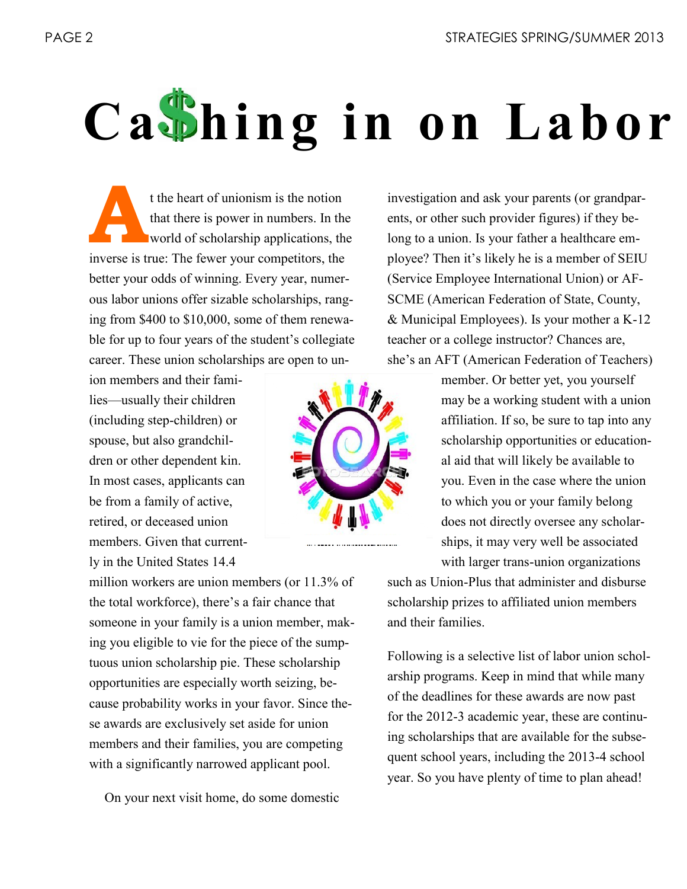# Ca$hing in on Labor

At the heart of unionism is the notion that there is power in numbers. In the world of scholarship applications, the inverse is true: The fewer your competitors, the better your odds of winning. Every year, numerous labor unions offer sizable scholarships, ranging from $400 to $10,000, some of them renewable for up to four years of the student's collegiate career. These union scholarships are open to union members and their families—usually their children (including step-children) or spouse, but also grandchildren or other dependent kin. In most cases, applicants can be from a family of active, retired, or deceased union members. Given that currently in the United States 14.4 million workers are union members (or 11.3% of the total workforce), there's a fair chance that someone in your family is a union member, making you eligible to vie for the piece of the sumptuous union scholarship pie. These scholarship opportunities are especially worth seizing, because probability works in your favor. Since these awards are exclusively set aside for union members and their families, you are competing with a significantly narrowed applicant pool.

On your next visit home, do some domestic investigation and ask your parents (or grandparents, or other such provider figures) if they belong to a union. Is your father a healthcare employee? Then it's likely he is a member of SEIU (Service Employee International Union) or AFSCME (American Federation of State, County, & Municipal Employees). Is your mother a K-12 teacher or a college instructor? Chances are, she's an AFT (American Federation of Teachers) member. Or better yet, you yourself may be a working student with a union affiliation. If so, be sure to tap into any scholarship opportunities or educational aid that will likely be available to you. Even in the case where the union to which you or your family belong does not directly oversee any scholarships, it may very well be associated with larger trans-union organizations such as Union-Plus that administer and disburse scholarship prizes to affiliated union members and their families.

Following is a selective list of labor union scholarship programs. Keep in mind that while many of the deadlines for these awards are now past for the 2012-3 academic year, these are continuing scholarships that are available for the subsequent school years, including the 2013-4 school year. So you have plenty of time to plan ahead!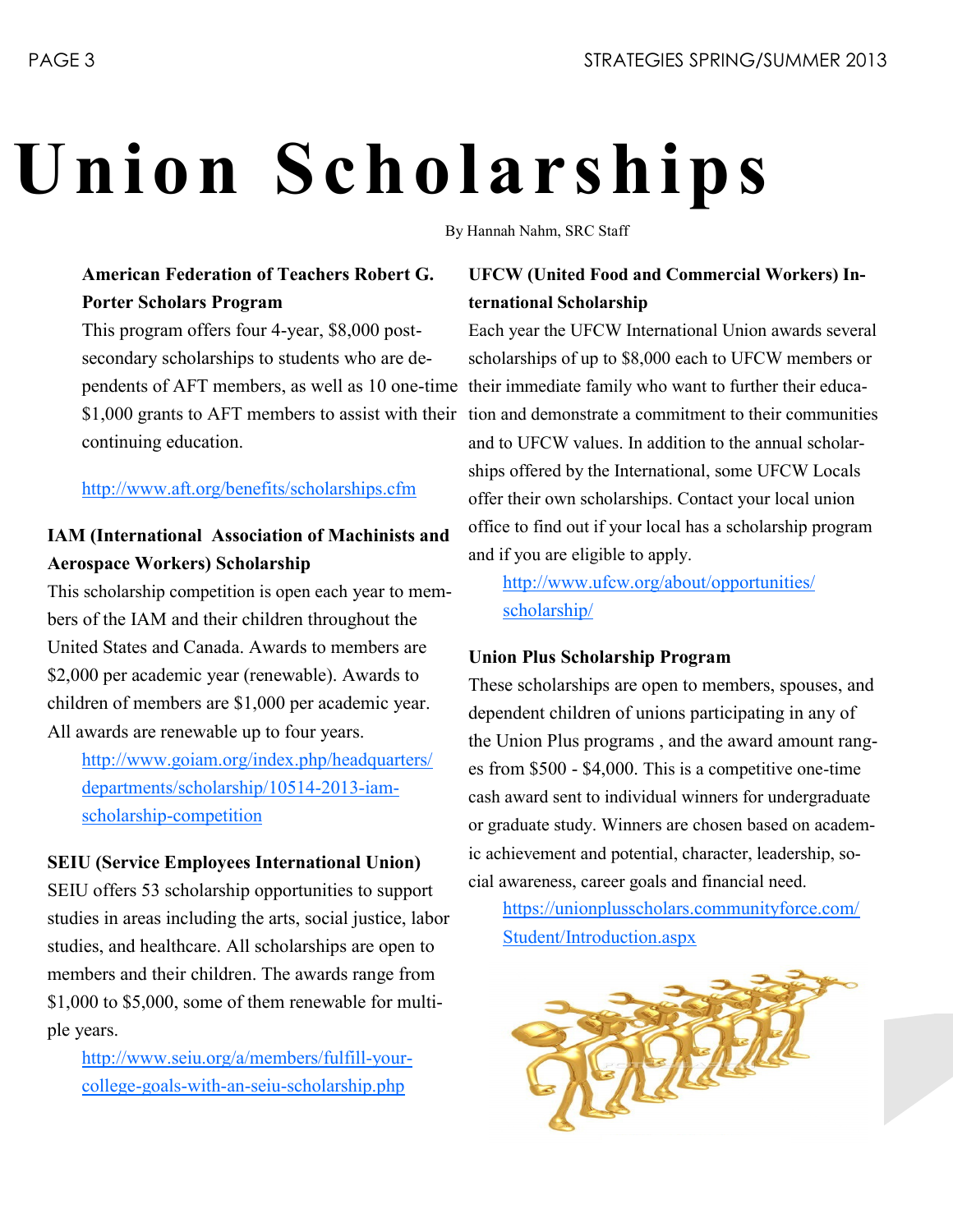# Union Scholarships

By Hannah Nahm, SRC Staff

**American Federation of Teachers Robert G. Porter Scholars Program**

This program offers four 4-year, $8,000 post-secondary scholarships to students who are dependents of AFT members, as well as 10 one-time $1,000 grants to AFT members to assist with their continuing education.

http://www.aft.org/benefits/scholarships.cfm

**IAM (International Association of Machinists and Aerospace Workers) Scholarship**

This scholarship competition is open each year to members of the IAM and their children throughout the United States and Canada. Awards to members are $2,000 per academic year (renewable). Awards to children of members are $1,000 per academic year. All awards are renewable up to four years.

http://www.goiam.org/index.php/headquarters/departments/scholarship/10514-2013-iam-scholarship-competition

**SEIU (Service Employees International Union)**

SEIU offers 53 scholarship opportunities to support studies in areas including the arts, social justice, labor studies, and healthcare. All scholarships are open to members and their children. The awards range from $1,000 to $5,000, some of them renewable for multiple years.

http://www.seiu.org/a/members/fulfill-your-college-goals-with-an-seiu-scholarship.php

**UFCW (United Food and Commercial Workers) International Scholarship**

Each year the UFCW International Union awards several scholarships of up to $8,000 each to UFCW members or their immediate family who want to further their education and demonstrate a commitment to their communities and to UFCW values. In addition to the annual scholarships offered by the International, some UFCW Locals offer their own scholarships. Contact your local union office to find out if your local has a scholarship program and if you are eligible to apply.

http://www.ufcw.org/about/opportunities/scholarship/

**Union Plus Scholarship Program**

These scholarships are open to members, spouses, and dependent children of unions participating in any of the Union Plus programs , and the award amount ranges from $500 - $4,000. This is a competitive one-time cash award sent to individual winners for undergraduate or graduate study. Winners are chosen based on academic achievement and potential, character, leadership, social awareness, career goals and financial need.

https://unionplusscholars.communityforce.com/Student/Introduction.aspx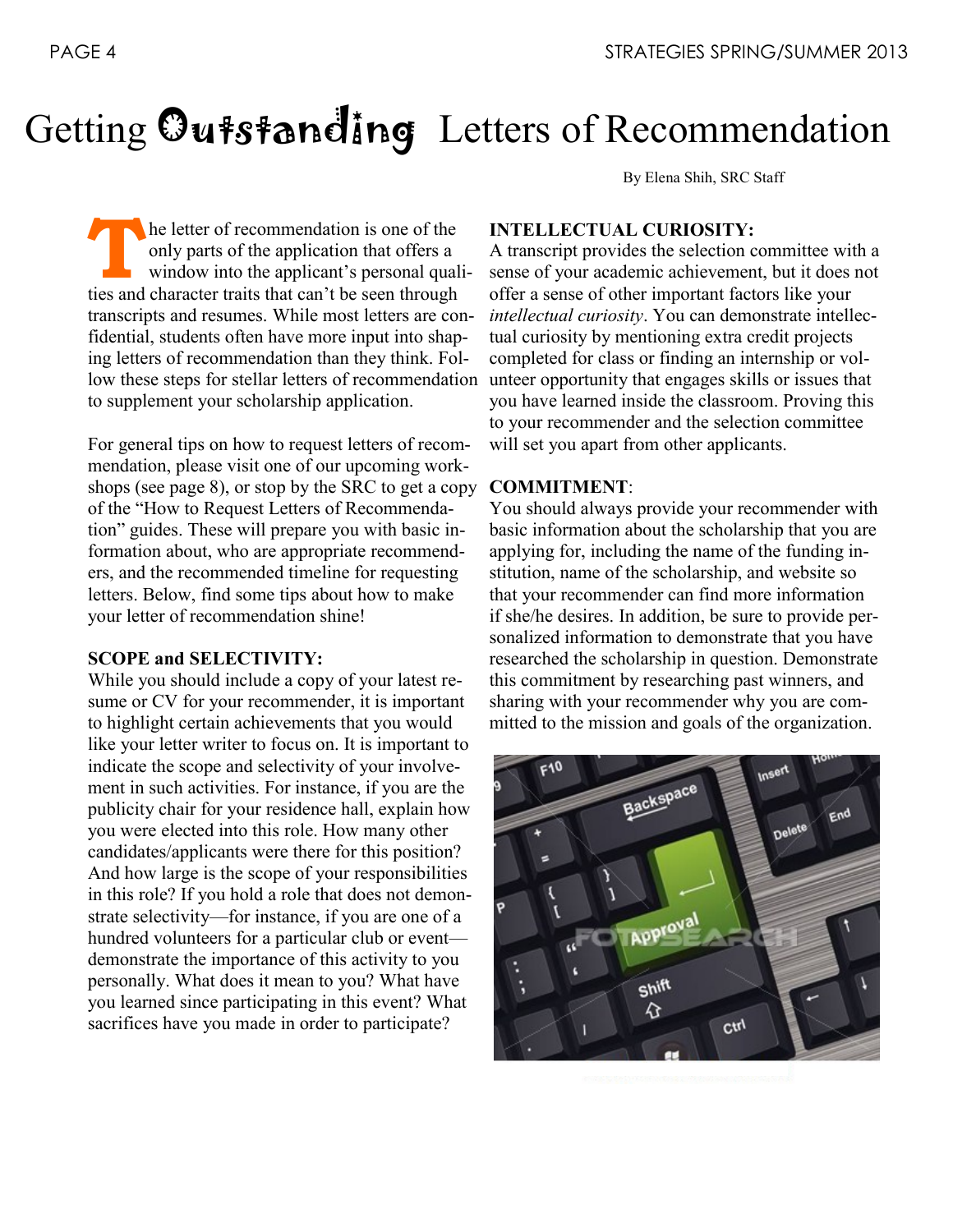# Getting Outstanding Letters of Recommendation

By Elena Shih, SRC Staff

The letter of recommendation is one of the only parts of the application that offers a window into the applicant's personal qualities and character traits that can't be seen through transcripts and resumes. While most letters are confidential, students often have more input into shaping letters of recommendation than they think. Follow these steps for stellar letters of recommendation to supplement your scholarship application.

For general tips on how to request letters of recommendation, please visit one of our upcoming workshops (see page 8), or stop by the SRC to get a copy of the "How to Request Letters of Recommendation" guides. These will prepare you with basic information about, who are appropriate recommenders, and the recommended timeline for requesting letters. Below, find some tips about how to make your letter of recommendation shine!

**SCOPE and SELECTIVITY:**
While you should include a copy of your latest resume or CV for your recommender, it is important to highlight certain achievements that you would like your letter writer to focus on. It is important to indicate the scope and selectivity of your involvement in such activities. For instance, if you are the publicity chair for your residence hall, explain how you were elected into this role. How many other candidates/applicants were there for this position? And how large is the scope of your responsibilities in this role? If you hold a role that does not demonstrate selectivity—for instance, if you are one of a hundred volunteers for a particular club or event—demonstrate the importance of this activity to you personally. What does it mean to you? What have you learned since participating in this event? What sacrifices have you made in order to participate?

**INTELLECTUAL CURIOSITY:**
A transcript provides the selection committee with a sense of your academic achievement, but it does not offer a sense of other important factors like your *intellectual curiosity*. You can demonstrate intellectual curiosity by mentioning extra credit projects completed for class or finding an internship or volunteer opportunity that engages skills or issues that you have learned inside the classroom. Proving this to your recommender and the selection committee will set you apart from other applicants.

**COMMITMENT**:
You should always provide your recommender with basic information about the scholarship that you are applying for, including the name of the funding institution, name of the scholarship, and website so that your recommender can find more information if she/he desires. In addition, be sure to provide personalized information to demonstrate that you have researched the scholarship in question. Demonstrate this commitment by researching past winners, and sharing with your recommender why you are committed to the mission and goals of the organization.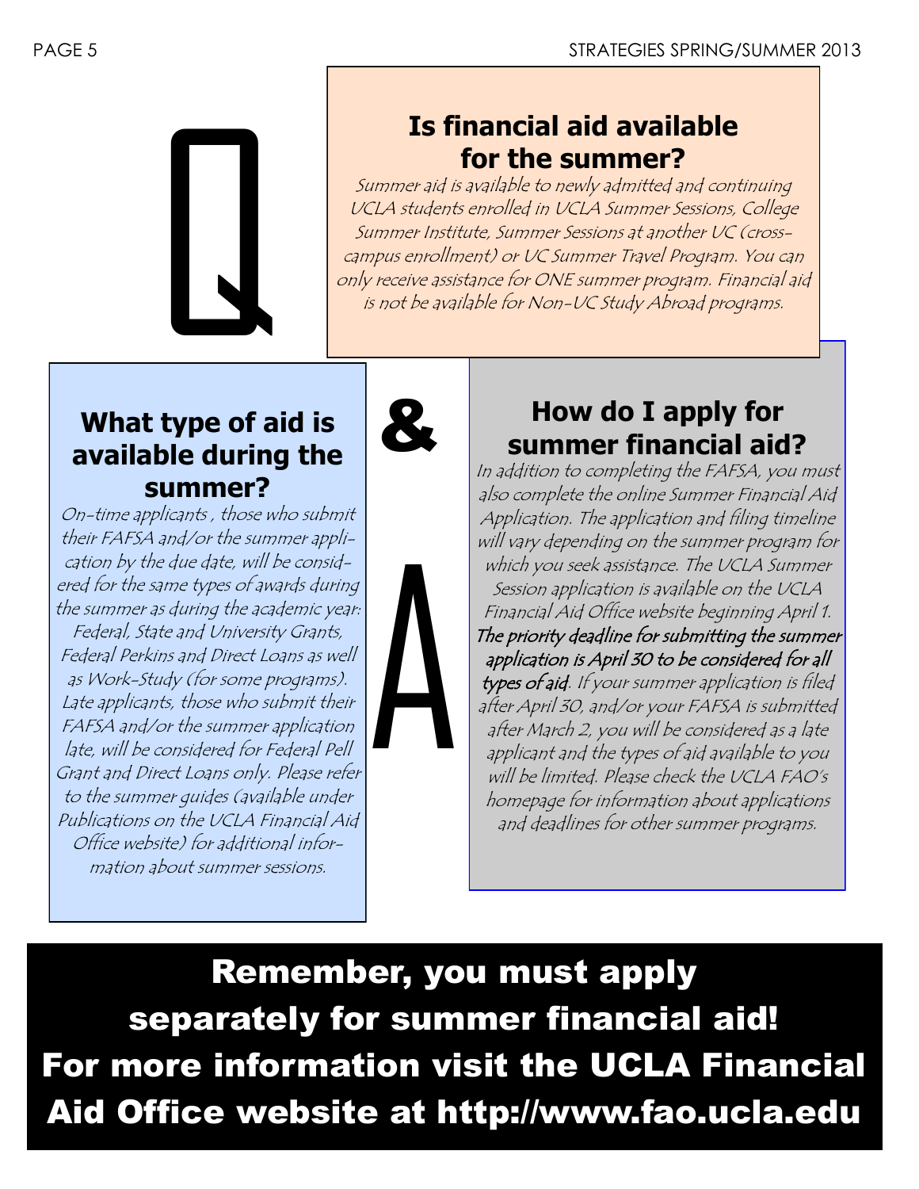Q & A

## Is financial aid available for the summer?

*Summer aid is available to newly admitted and continuing UCLA students enrolled in UCLA Summer Sessions, College Summer Institute, Summer Sessions at another UC (cross-campus enrollment) or UC Summer Travel Program. You can only receive assistance for ONE summer program. Financial aid is not be available for Non-UC Study Abroad programs.*

## What type of aid is available during the summer?

*On-time applicants , those who submit their FAFSA and/or the summer application by the due date, will be considered for the same types of awards during the summer as during the academic year: Federal, State and University Grants, Federal Perkins and Direct Loans as well as Work-Study (for some programs). Late applicants, those who submit their FAFSA and/or the summer application late, will be considered for Federal Pell Grant and Direct Loans only. Please refer to the summer guides (available under Publications on the UCLA Financial Aid Office website) for additional information about summer sessions.*

## How do I apply for summer financial aid?

*In addition to completing the FAFSA, you must also complete the online Summer Financial Aid Application. The application and filing timeline will vary depending on the summer program for which you seek assistance. The UCLA Summer Session application is available on the UCLA Financial Aid Office website beginning April 1.* ***The priority deadline for submitting the summer application is April 30 to be considered for all types of aid****. If your summer application is filed after April 30, and/or your FAFSA is submitted after March 2, you will be considered as a late applicant and the types of aid available to you will be limited. Please check the UCLA FAO's homepage for information about applications and deadlines for other summer programs.*

**Remember, you must apply separately for summer financial aid! For more information visit the UCLA Financial Aid Office website at http://www.fao.ucla.edu**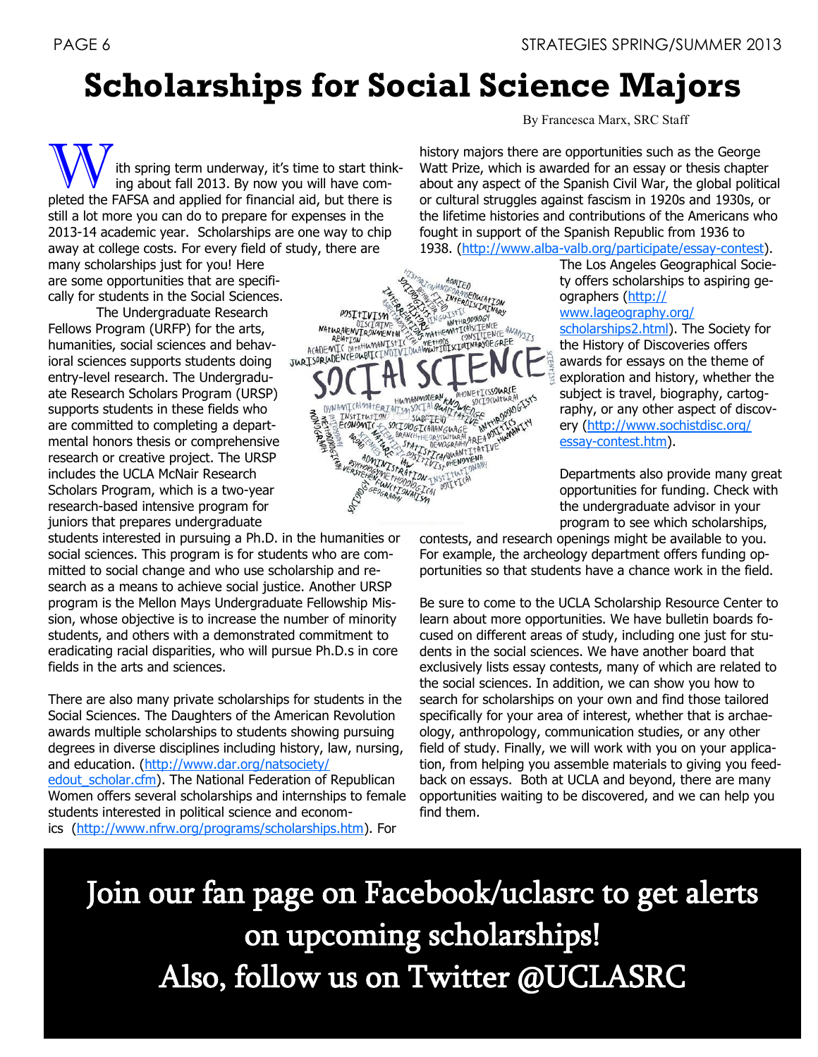# Scholarships for Social Science Majors

By Francesca Marx, SRC Staff

With spring term underway, it's time to start thinking about fall 2013. By now you will have completed the FAFSA and applied for financial aid, but there is still a lot more you can do to prepare for expenses in the 2013-14 academic year. Scholarships are one way to chip away at college costs. For every field of study, there are many scholarships just for you! Here are some opportunities that are specifically for students in the Social Sciences.

The Undergraduate Research Fellows Program (URFP) for the arts, humanities, social sciences and behavioral sciences supports students doing entry-level research. The Undergraduate Research Scholars Program (URSP) supports students in these fields who are committed to completing a departmental honors thesis or comprehensive research or creative project. The URSP includes the UCLA McNair Research Scholars Program, which is a two-year research-based intensive program for juniors that prepares undergraduate students interested in pursuing a Ph.D. in the humanities or social sciences. This program is for students who are committed to social change and who use scholarship and research as a means to achieve social justice. Another URSP program is the Mellon Mays Undergraduate Fellowship Mission, whose objective is to increase the number of minority students, and others with a demonstrated commitment to eradicating racial disparities, who will pursue Ph.D.s in core fields in the arts and sciences.

There are also many private scholarships for students in the Social Sciences. The Daughters of the American Revolution awards multiple scholarships to students showing pursuing degrees in diverse disciplines including history, law, nursing, and education. (http://www.dar.org/natsociety/edout_scholar.cfm). The National Federation of Republican Women offers several scholarships and internships to female students interested in political science and economics (http://www.nfrw.org/programs/scholarships.htm). For history majors there are opportunities such as the George Watt Prize, which is awarded for an essay or thesis chapter about any aspect of the Spanish Civil War, the global political or cultural struggles against fascism in 1920s and 1930s, or the lifetime histories and contributions of the Americans who fought in support of the Spanish Republic from 1936 to 1938. (http://www.alba-valb.org/participate/essay-contest). The Los Angeles Geographical Society offers scholarships to aspiring geographers (http://www.lageography.org/scholarships2.html). The Society for the History of Discoveries offers awards for essays on the theme of exploration and history, whether the subject is travel, biography, cartography, or any other aspect of discovery (http://www.sochistdisc.org/essay-contest.htm).

Departments also provide many great opportunities for funding. Check with the undergraduate advisor in your program to see which scholarships, contests, and research openings might be available to you. For example, the archeology department offers funding opportunities so that students have a chance work in the field.

Be sure to come to the UCLA Scholarship Resource Center to learn about more opportunities. We have bulletin boards focused on different areas of study, including one just for students in the social sciences. We have another board that exclusively lists essay contests, many of which are related to the social sciences. In addition, we can show you how to search for scholarships on your own and find those tailored specifically for your area of interest, whether that is archaeology, anthropology, communication studies, or any other field of study. Finally, we will work with you on your application, from helping you assemble materials to giving you feedback on essays. Both at UCLA and beyond, there are many opportunities waiting to be discovered, and we can help you find them.

**Join our fan page on Facebook/uclasrc to get alerts on upcoming scholarships!**
**Also, follow us on Twitter @UCLASRC**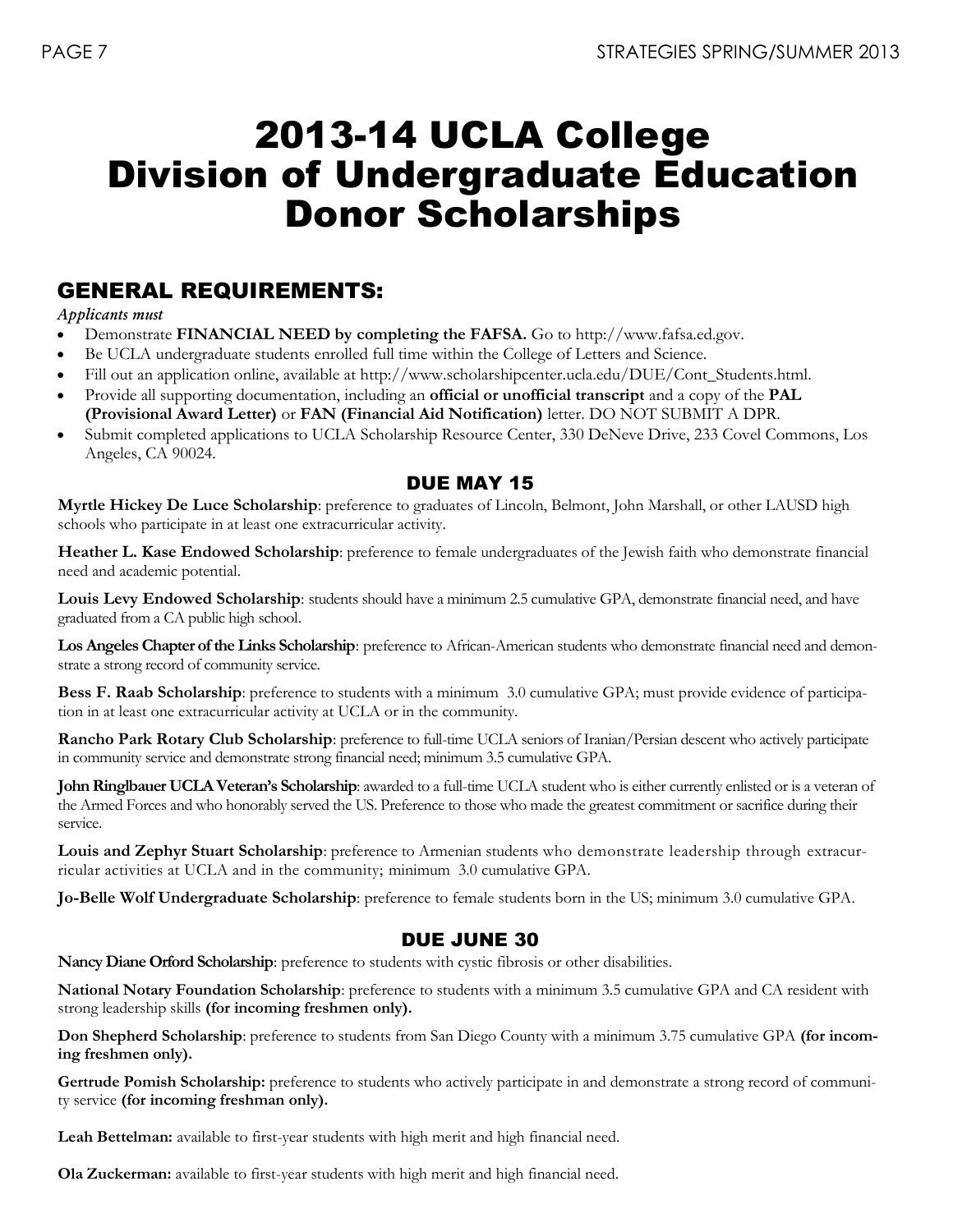# 2013-14 UCLA College Division of Undergraduate Education Donor Scholarships

## GENERAL REQUIREMENTS:

*Applicants must*

- Demonstrate **FINANCIAL NEED by completing the FAFSA.** Go to http://www.fafsa.ed.gov.
- Be UCLA undergraduate students enrolled full time within the College of Letters and Science.
- Fill out an application online, available at http://www.scholarshipcenter.ucla.edu/DUE/Cont_Students.html.
- Provide all supporting documentation, including an **official or unofficial transcript** and a copy of the **PAL (Provisional Award Letter)** or **FAN (Financial Aid Notification)** letter. DO NOT SUBMIT A DPR.
- Submit completed applications to UCLA Scholarship Resource Center, 330 DeNeve Drive, 233 Covel Commons, Los Angeles, CA 90024.

### DUE MAY 15

**Myrtle Hickey De Luce Scholarship**: preference to graduates of Lincoln, Belmont, John Marshall, or other LAUSD high schools who participate in at least one extracurricular activity.

**Heather L. Kase Endowed Scholarship**: preference to female undergraduates of the Jewish faith who demonstrate financial need and academic potential.

**Louis Levy Endowed Scholarship**: students should have a minimum 2.5 cumulative GPA, demonstrate financial need, and have graduated from a CA public high school.

**Los Angeles Chapter of the Links Scholarship**: preference to African-American students who demonstrate financial need and demonstrate a strong record of community service.

**Bess F. Raab Scholarship**: preference to students with a minimum 3.0 cumulative GPA; must provide evidence of participation in at least one extracurricular activity at UCLA or in the community.

**Rancho Park Rotary Club Scholarship**: preference to full-time UCLA seniors of Iranian/Persian descent who actively participate in community service and demonstrate strong financial need; minimum 3.5 cumulative GPA.

**John Ringlbauer UCLA Veteran's Scholarship**: awarded to a full-time UCLA student who is either currently enlisted or is a veteran of the Armed Forces and who honorably served the US. Preference to those who made the greatest commitment or sacrifice during their service.

**Louis and Zephyr Stuart Scholarship**: preference to Armenian students who demonstrate leadership through extracurricular activities at UCLA and in the community; minimum 3.0 cumulative GPA.

**Jo-Belle Wolf Undergraduate Scholarship**: preference to female students born in the US; minimum 3.0 cumulative GPA.

### DUE JUNE 30

**Nancy Diane Orford Scholarship**: preference to students with cystic fibrosis or other disabilities.

**National Notary Foundation Scholarship**: preference to students with a minimum 3.5 cumulative GPA and CA resident with strong leadership skills **(for incoming freshmen only).**

**Don Shepherd Scholarship**: preference to students from San Diego County with a minimum 3.75 cumulative GPA **(for incoming freshmen only).**

**Gertrude Pomish Scholarship:** preference to students who actively participate in and demonstrate a strong record of community service **(for incoming freshman only).**

**Leah Bettelman:** available to first-year students with high merit and high financial need.

**Ola Zuckerman:** available to first-year students with high merit and high financial need.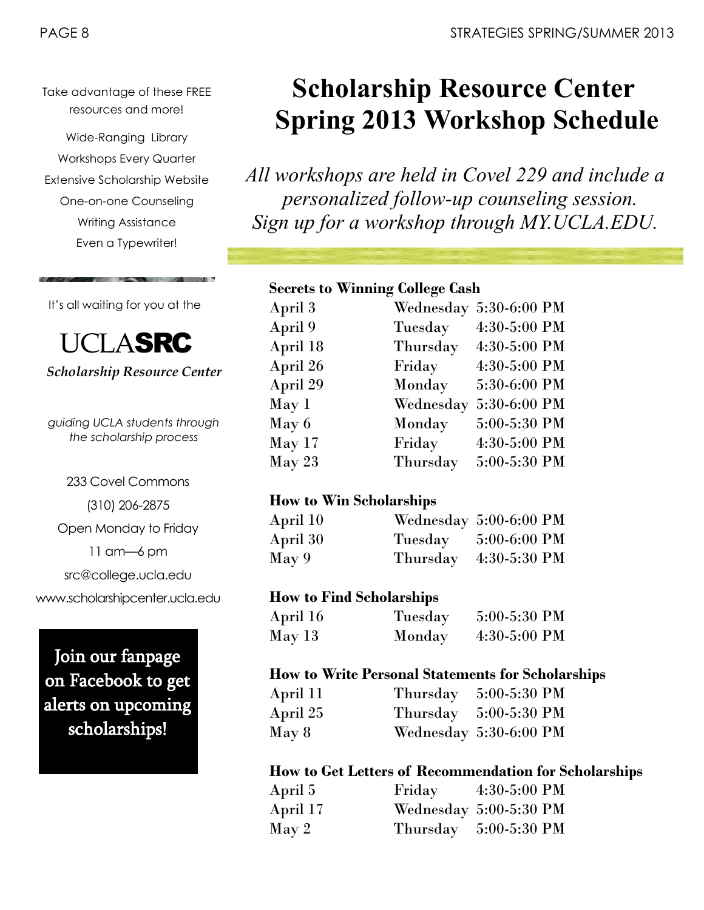# Scholarship Resource Center Spring 2013 Workshop Schedule

*All workshops are held in Covel 229 and include a personalized follow-up counseling session. Sign up for a workshop through MY.UCLA.EDU.*

### Secrets to Winning College Cash

| | | |
|---|---|---|
| April 3 | Wednesday | 5:30-6:00 PM |
| April 9 | Tuesday | 4:30-5:00 PM |
| April 18 | Thursday | 4:30-5:00 PM |
| April 26 | Friday | 4:30-5:00 PM |
| April 29 | Monday | 5:30-6:00 PM |
| May 1 | Wednesday | 5:30-6:00 PM |
| May 6 | Monday | 5:00-5:30 PM |
| May 17 | Friday | 4:30-5:00 PM |
| May 23 | Thursday | 5:00-5:30 PM |

### How to Win Scholarships

| | | |
|---|---|---|
| April 10 | Wednesday | 5:00-6:00 PM |
| April 30 | Tuesday | 5:00-6:00 PM |
| May 9 | Thursday | 4:30-5:30 PM |

### How to Find Scholarships

| | | |
|---|---|---|
| April 16 | Tuesday | 5:00-5:30 PM |
| May 13 | Monday | 4:30-5:00 PM |

### How to Write Personal Statements for Scholarships

| | | |
|---|---|---|
| April 11 | Thursday | 5:00-5:30 PM |
| April 25 | Thursday | 5:00-5:30 PM |
| May 8 | Wednesday | 5:30-6:00 PM |

### How to Get Letters of Recommendation for Scholarships

| | | |
|---|---|---|
| April 5 | Friday | 4:30-5:00 PM |
| April 17 | Wednesday | 5:00-5:30 PM |
| May 2 | Thursday | 5:00-5:30 PM |

Take advantage of these FREE resources and more!

Wide-Ranging Library
Workshops Every Quarter
Extensive Scholarship Website
One-on-one Counseling
Writing Assistance
Even a Typewriter!

It's all waiting for you at the

**UCLASRC**

***Scholarship Resource Center***

*guiding UCLA students through the scholarship process*

233 Covel Commons
(310) 206-2875
Open Monday to Friday
11 am—6 pm
src@college.ucla.edu
www.scholarshipcenter.ucla.edu

Join our fanpage on Facebook to get alerts on upcoming scholarships!